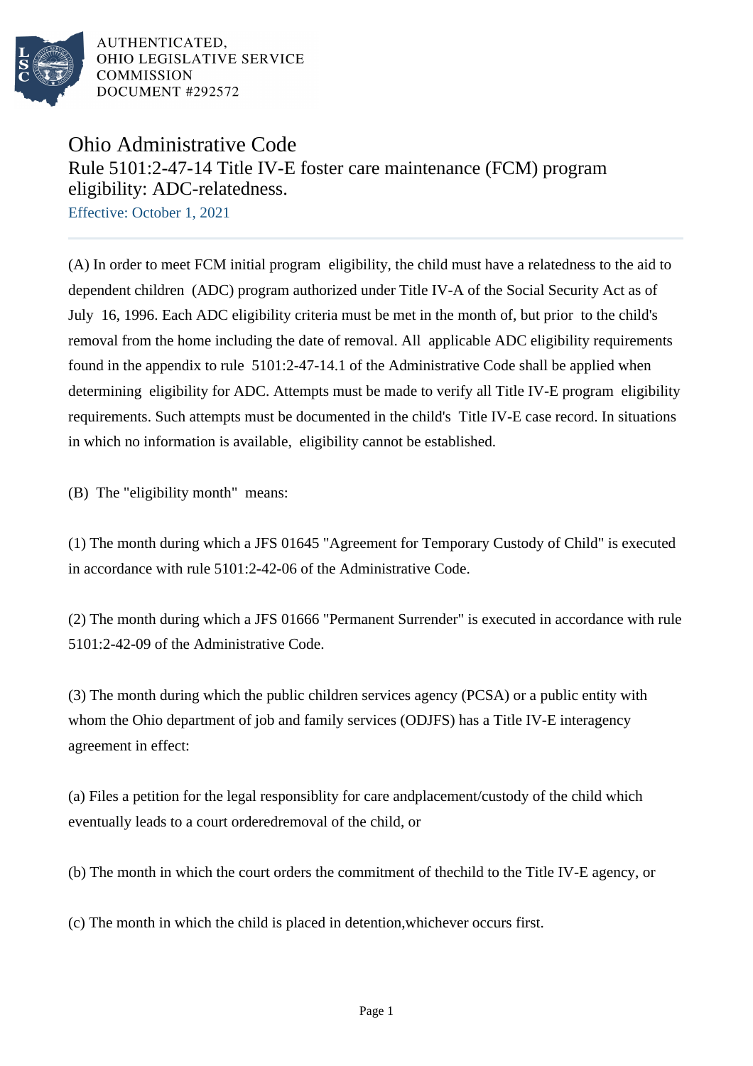AUTHENTICATED,
OHIO LEGISLATIVE SERVICE
COMMISSION
DOCUMENT #292572

# Ohio Administrative Code

## Rule 5101:2-47-14 Title IV-E foster care maintenance (FCM) program eligibility: ADC-relatedness.

Effective: October 1, 2021

(A) In order to meet FCM initial program eligibility, the child must have a relatedness to the aid to dependent children (ADC) program authorized under Title IV-A of the Social Security Act as of July 16, 1996. Each ADC eligibility criteria must be met in the month of, but prior to the child's removal from the home including the date of removal. All applicable ADC eligibility requirements found in the appendix to rule 5101:2-47-14.1 of the Administrative Code shall be applied when determining eligibility for ADC. Attempts must be made to verify all Title IV-E program eligibility requirements. Such attempts must be documented in the child's Title IV-E case record. In situations in which no information is available, eligibility cannot be established.

(B) The "eligibility month" means:

(1) The month during which a JFS 01645 "Agreement for Temporary Custody of Child" is executed in accordance with rule 5101:2-42-06 of the Administrative Code.

(2) The month during which a JFS 01666 "Permanent Surrender" is executed in accordance with rule 5101:2-42-09 of the Administrative Code.

(3) The month during which the public children services agency (PCSA) or a public entity with whom the Ohio department of job and family services (ODJFS) has a Title IV-E interagency agreement in effect:

(a) Files a petition for the legal responsiblity for care andplacement/custody of the child which eventually leads to a court orderedremoval of the child, or

(b) The month in which the court orders the commitment of thechild to the Title IV-E agency, or

(c) The month in which the child is placed in detention,whichever occurs first.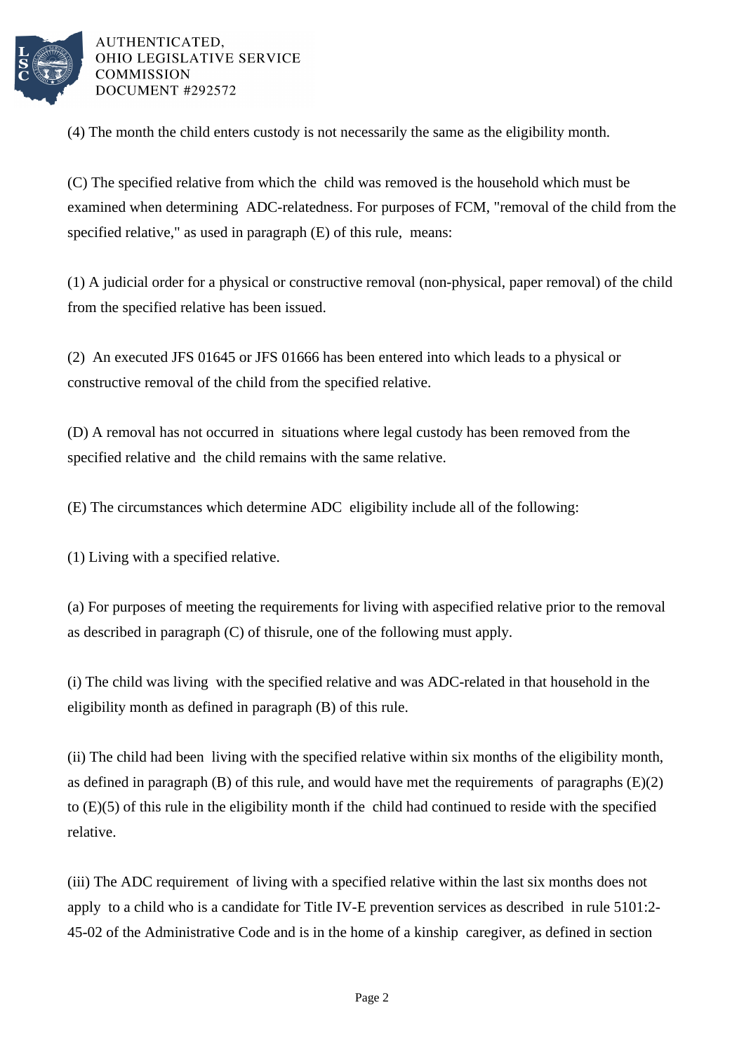(4) The month the child enters custody is not necessarily the same as the eligibility month.

(C) The specified relative from which the child was removed is the household which must be examined when determining ADC-relatedness. For purposes of FCM, "removal of the child from the specified relative," as used in paragraph (E) of this rule, means:

(1) A judicial order for a physical or constructive removal (non-physical, paper removal) of the child from the specified relative has been issued.

(2) An executed JFS 01645 or JFS 01666 has been entered into which leads to a physical or constructive removal of the child from the specified relative.

(D) A removal has not occurred in situations where legal custody has been removed from the specified relative and the child remains with the same relative.

(E) The circumstances which determine ADC eligibility include all of the following:

(1) Living with a specified relative.

(a) For purposes of meeting the requirements for living with aspecified relative prior to the removal as described in paragraph (C) of thisrule, one of the following must apply.

(i) The child was living with the specified relative and was ADC-related in that household in the eligibility month as defined in paragraph (B) of this rule.

(ii) The child had been living with the specified relative within six months of the eligibility month, as defined in paragraph (B) of this rule, and would have met the requirements of paragraphs (E)(2) to (E)(5) of this rule in the eligibility month if the child had continued to reside with the specified relative.

(iii) The ADC requirement of living with a specified relative within the last six months does not apply to a child who is a candidate for Title IV-E prevention services as described in rule 5101:2-45-02 of the Administrative Code and is in the home of a kinship caregiver, as defined in section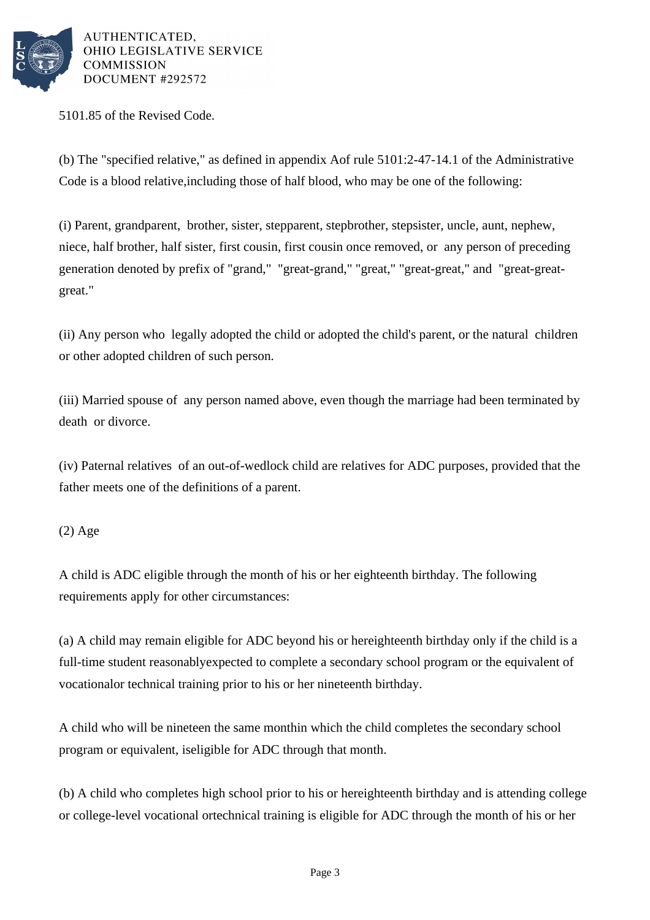5101.85 of the Revised Code.

(b) The "specified relative," as defined in appendix Aof rule 5101:2-47-14.1 of the Administrative Code is a blood relative,including those of half blood, who may be one of the following:

(i) Parent, grandparent, brother, sister, stepparent, stepbrother, stepsister, uncle, aunt, nephew, niece, half brother, half sister, first cousin, first cousin once removed, or any person of preceding generation denoted by prefix of "grand," "great-grand," "great," "great-great," and "great-great-great."

(ii) Any person who legally adopted the child or adopted the child's parent, or the natural children or other adopted children of such person.

(iii) Married spouse of any person named above, even though the marriage had been terminated by death or divorce.

(iv) Paternal relatives of an out-of-wedlock child are relatives for ADC purposes, provided that the father meets one of the definitions of a parent.

(2) Age

A child is ADC eligible through the month of his or her eighteenth birthday. The following requirements apply for other circumstances:

(a) A child may remain eligible for ADC beyond his or hereighteenth birthday only if the child is a full-time student reasonablyexpected to complete a secondary school program or the equivalent of vocationalor technical training prior to his or her nineteenth birthday.

A child who will be nineteen the same monthin which the child completes the secondary school program or equivalent, iseligible for ADC through that month.

(b) A child who completes high school prior to his or hereighteenth birthday and is attending college or college-level vocational ortechnical training is eligible for ADC through the month of his or her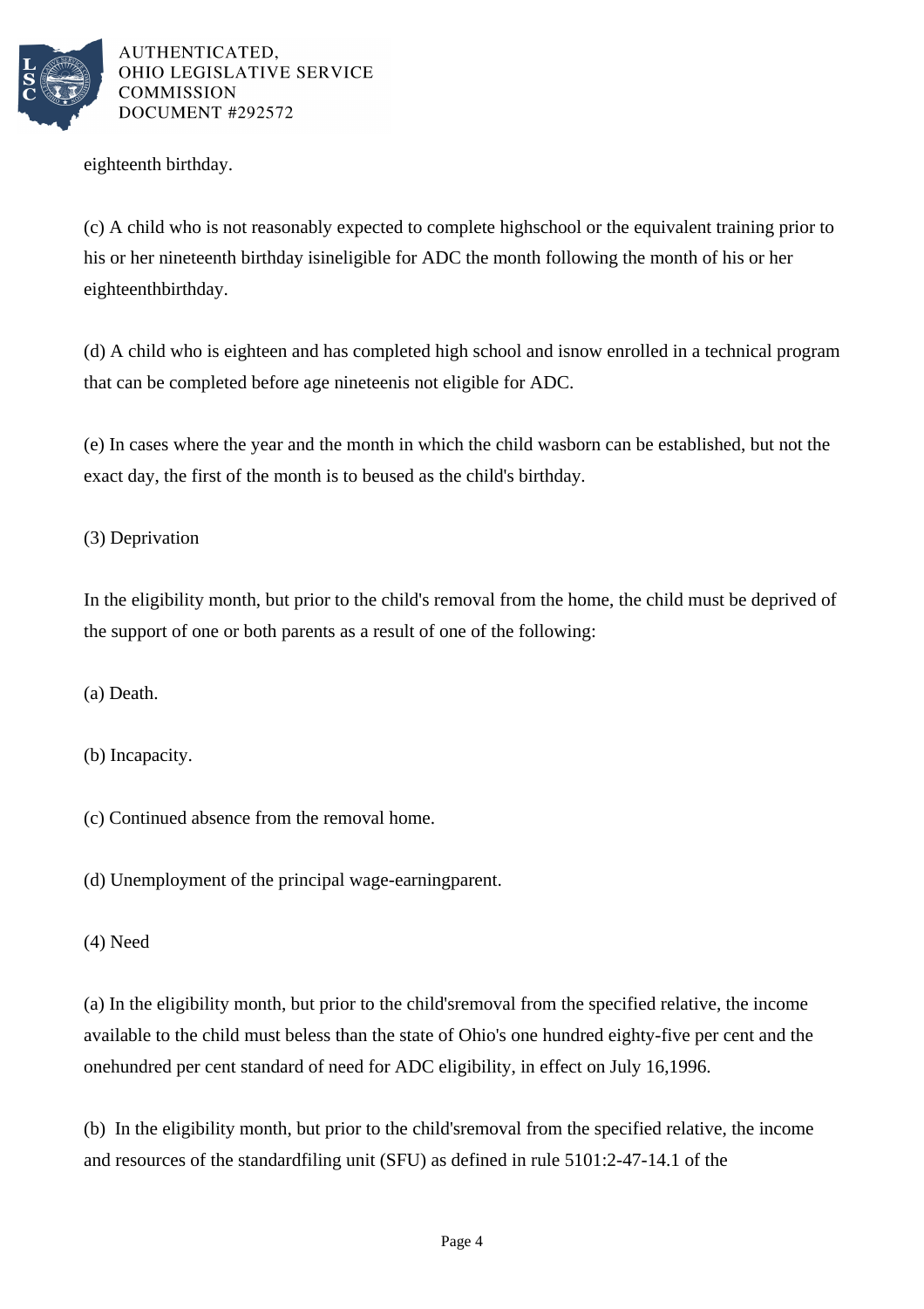eighteenth birthday.

(c) A child who is not reasonably expected to complete highschool or the equivalent training prior to his or her nineteenth birthday isineligible for ADC the month following the month of his or her eighteenthbirthday.

(d) A child who is eighteen and has completed high school and isnow enrolled in a technical program that can be completed before age nineteenis not eligible for ADC.

(e) In cases where the year and the month in which the child wasborn can be established, but not the exact day, the first of the month is to beused as the child's birthday.

(3) Deprivation

In the eligibility month, but prior to the child's removal from the home, the child must be deprived of the support of one or both parents as a result of one of the following:

(a) Death.

(b) Incapacity.

(c) Continued absence from the removal home.

(d) Unemployment of the principal wage-earningparent.

(4) Need

(a) In the eligibility month, but prior to the child'sremoval from the specified relative, the income available to the child must beless than the state of Ohio's one hundred eighty-five per cent and the onehundred per cent standard of need for ADC eligibility, in effect on July 16,1996.

(b) In the eligibility month, but prior to the child'sremoval from the specified relative, the income and resources of the standardfiling unit (SFU) as defined in rule 5101:2-47-14.1 of the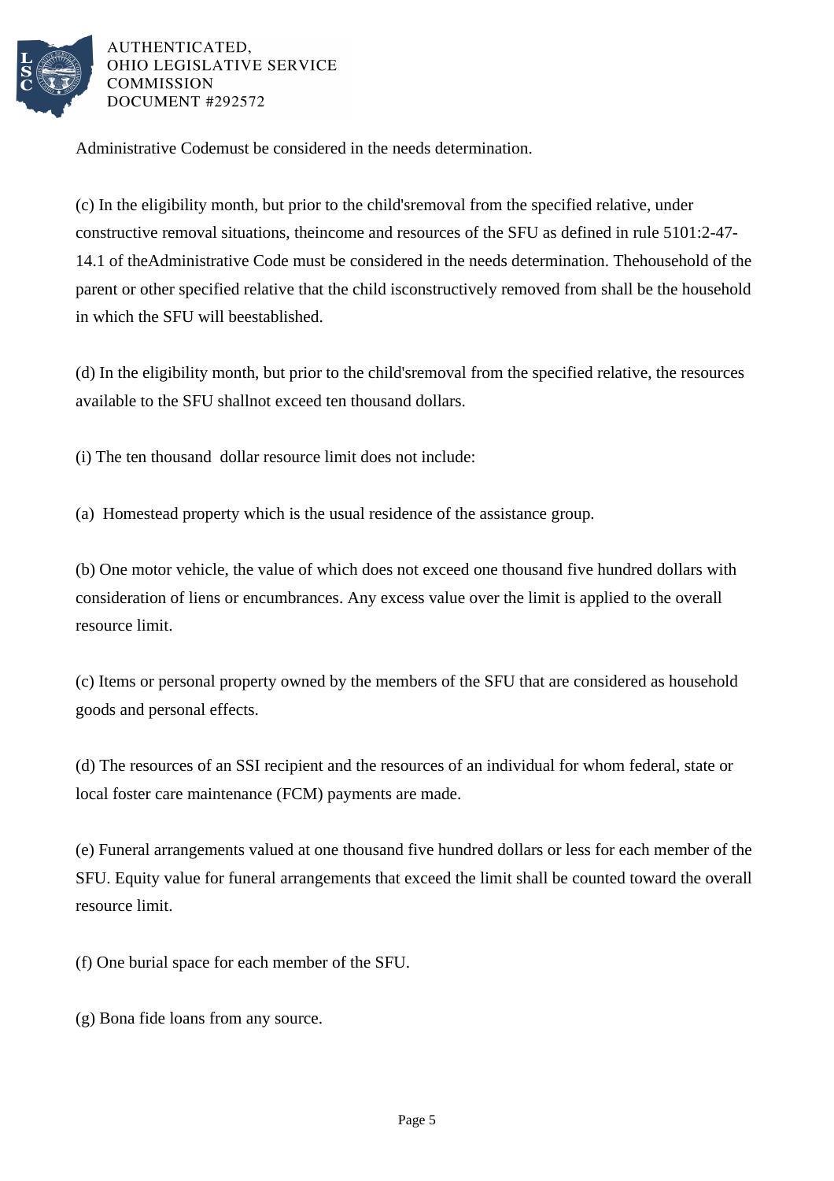Administrative Codemust be considered in the needs determination.

(c) In the eligibility month, but prior to the child'sremoval from the specified relative, under constructive removal situations, theincome and resources of the SFU as defined in rule 5101:2-47-14.1 of theAdministrative Code must be considered in the needs determination. Thehousehold of the parent or other specified relative that the child isconstructively removed from shall be the household in which the SFU will beestablished.

(d) In the eligibility month, but prior to the child'sremoval from the specified relative, the resources available to the SFU shallnot exceed ten thousand dollars.

(i) The ten thousand  dollar resource limit does not include:

(a)  Homestead property which is the usual residence of the assistance group.

(b) One motor vehicle, the value of which does not exceed one thousand five hundred dollars with consideration of liens or encumbrances. Any excess value over the limit is applied to the overall resource limit.

(c) Items or personal property owned by the members of the SFU that are considered as household goods and personal effects.

(d) The resources of an SSI recipient and the resources of an individual for whom federal, state or local foster care maintenance (FCM) payments are made.

(e) Funeral arrangements valued at one thousand five hundred dollars or less for each member of the SFU. Equity value for funeral arrangements that exceed the limit shall be counted toward the overall resource limit.

(f) One burial space for each member of the SFU.

(g) Bona fide loans from any source.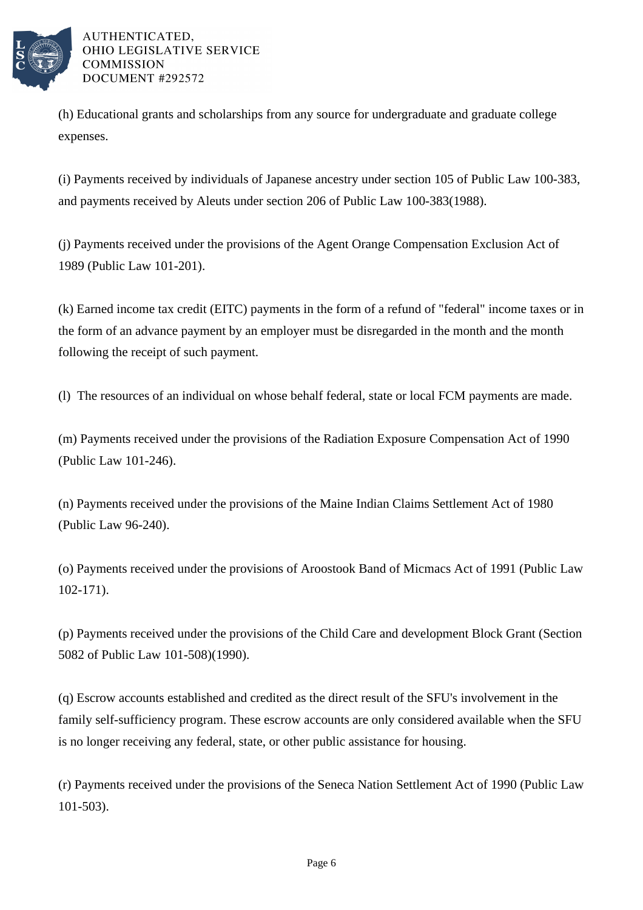(h) Educational grants and scholarships from any source for undergraduate and graduate college expenses.

(i) Payments received by individuals of Japanese ancestry under section 105 of Public Law 100-383, and payments received by Aleuts under section 206 of Public Law 100-383(1988).

(j) Payments received under the provisions of the Agent Orange Compensation Exclusion Act of 1989 (Public Law 101-201).

(k) Earned income tax credit (EITC) payments in the form of a refund of "federal" income taxes or in the form of an advance payment by an employer must be disregarded in the month and the month following the receipt of such payment.

(l) The resources of an individual on whose behalf federal, state or local FCM payments are made.

(m) Payments received under the provisions of the Radiation Exposure Compensation Act of 1990 (Public Law 101-246).

(n) Payments received under the provisions of the Maine Indian Claims Settlement Act of 1980 (Public Law 96-240).

(o) Payments received under the provisions of Aroostook Band of Micmacs Act of 1991 (Public Law 102-171).

(p) Payments received under the provisions of the Child Care and development Block Grant (Section 5082 of Public Law 101-508)(1990).

(q) Escrow accounts established and credited as the direct result of the SFU's involvement in the family self-sufficiency program. These escrow accounts are only considered available when the SFU is no longer receiving any federal, state, or other public assistance for housing.

(r) Payments received under the provisions of the Seneca Nation Settlement Act of 1990 (Public Law 101-503).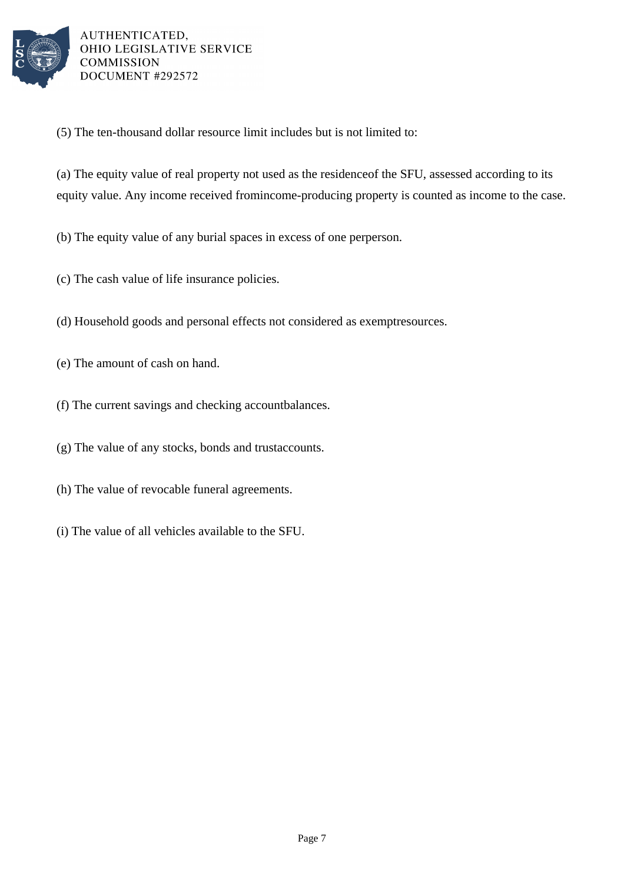(5) The ten-thousand dollar resource limit includes but is not limited to:

(a) The equity value of real property not used as the residenceof the SFU, assessed according to its equity value. Any income received fromincome-producing property is counted as income to the case.

(b) The equity value of any burial spaces in excess of one perperson.

(c) The cash value of life insurance policies.

(d) Household goods and personal effects not considered as exemptresources.

(e) The amount of cash on hand.

(f) The current savings and checking accountbalances.

(g) The value of any stocks, bonds and trustaccounts.

(h) The value of revocable funeral agreements.

(i) The value of all vehicles available to the SFU.